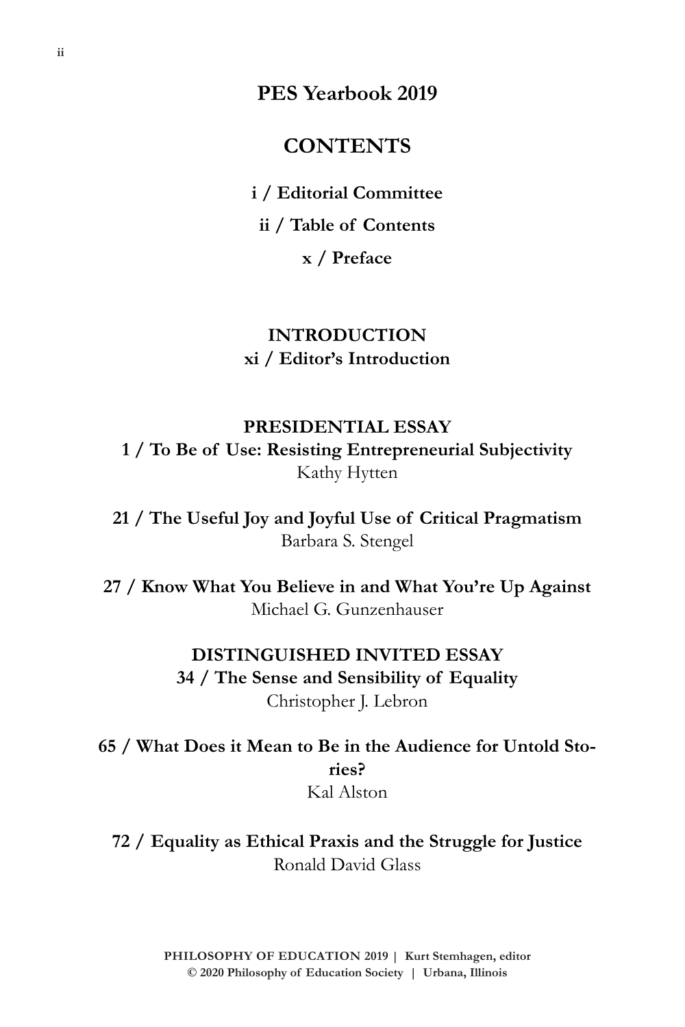# PES Yearbook 2019

## CONTENTS

**i / Editorial Committee**

**ii / Table of Contents**

**x / Preface**

### INTRODUCTION

**xi / Editor's Introduction**

### PRESIDENTIAL ESSAY

**1 / To Be of Use: Resisting Entrepreneurial Subjectivity**
Kathy Hytten

**21 / The Useful Joy and Joyful Use of Critical Pragmatism**
Barbara S. Stengel

**27 / Know What You Believe in and What You're Up Against**
Michael G. Gunzenhauser

### DISTINGUISHED INVITED ESSAY

**34 / The Sense and Sensibility of Equality**
Christopher J. Lebron

**65 / What Does it Mean to Be in the Audience for Untold Stories?**
Kal Alston

**72 / Equality as Ethical Praxis and the Struggle for Justice**
Ronald David Glass

**PHILOSOPHY OF EDUCATION 2019 | Kurt Stemhagen, editor**
**© 2020 Philosophy of Education Society | Urbana, Illinois**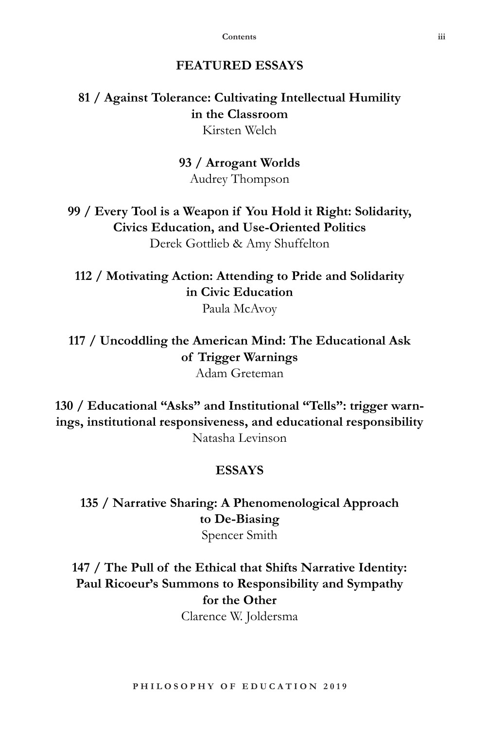## FEATURED ESSAYS

**81 / Against Tolerance: Cultivating Intellectual Humility in the Classroom**
Kirsten Welch

**93 / Arrogant Worlds**
Audrey Thompson

**99 / Every Tool is a Weapon if You Hold it Right: Solidarity, Civics Education, and Use-Oriented Politics**
Derek Gottlieb & Amy Shuffelton

**112 / Motivating Action: Attending to Pride and Solidarity in Civic Education**
Paula McAvoy

**117 / Uncoddling the American Mind: The Educational Ask of Trigger Warnings**
Adam Greteman

**130 / Educational "Asks" and Institutional "Tells": trigger warnings, institutional responsiveness, and educational responsibility**
Natasha Levinson

## ESSAYS

**135 / Narrative Sharing: A Phenomenological Approach to De-Biasing**
Spencer Smith

**147 / The Pull of the Ethical that Shifts Narrative Identity: Paul Ricoeur's Summons to Responsibility and Sympathy for the Other**
Clarence W. Joldersma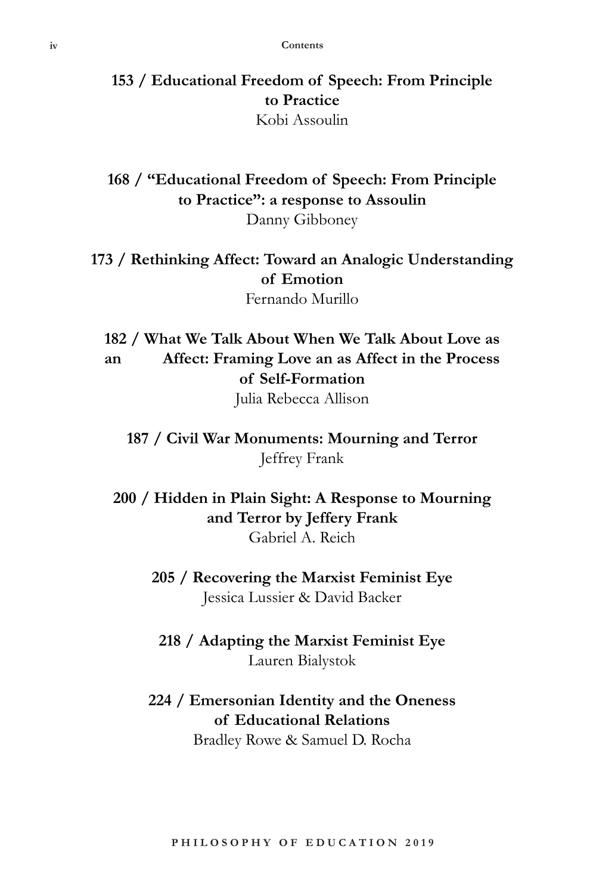**153 / Educational Freedom of Speech: From Principle to Practice**
Kobi Assoulin

**168 / "Educational Freedom of Speech: From Principle to Practice": a response to Assoulin**
Danny Gibboney

**173 / Rethinking Affect: Toward an Analogic Understanding of Emotion**
Fernando Murillo

**182 / What We Talk About When We Talk About Love as an Affect: Framing Love an as Affect in the Process of Self-Formation**
Julia Rebecca Allison

**187 / Civil War Monuments: Mourning and Terror**
Jeffrey Frank

**200 / Hidden in Plain Sight: A Response to Mourning and Terror by Jeffery Frank**
Gabriel A. Reich

**205 / Recovering the Marxist Feminist Eye**
Jessica Lussier & David Backer

**218 / Adapting the Marxist Feminist Eye**
Lauren Bialystok

**224 / Emersonian Identity and the Oneness of Educational Relations**
Bradley Rowe & Samuel D. Rocha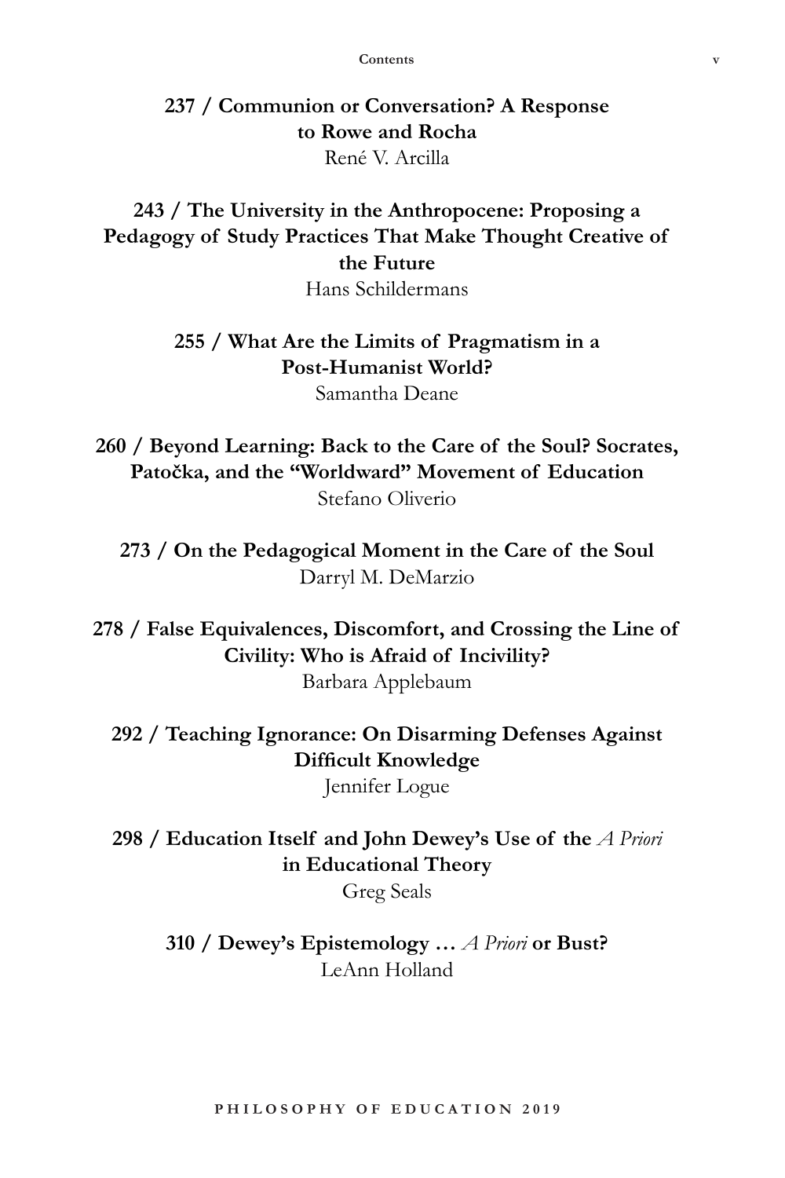**237 / Communion or Conversation? A Response to Rowe and Rocha**
René V. Arcilla

**243 / The University in the Anthropocene: Proposing a Pedagogy of Study Practices That Make Thought Creative of the Future**
Hans Schildermans

**255 / What Are the Limits of Pragmatism in a Post-Humanist World?**
Samantha Deane

**260 / Beyond Learning: Back to the Care of the Soul? Socrates, Patočka, and the "Worldward" Movement of Education**
Stefano Oliverio

**273 / On the Pedagogical Moment in the Care of the Soul**
Darryl M. DeMarzio

**278 / False Equivalences, Discomfort, and Crossing the Line of Civility: Who is Afraid of Incivility?**
Barbara Applebaum

**292 / Teaching Ignorance: On Disarming Defenses Against Difficult Knowledge**
Jennifer Logue

**298 / Education Itself and John Dewey's Use of the *A Priori* in Educational Theory**
Greg Seals

**310 / Dewey's Epistemology … *A Priori* or Bust?**
LeAnn Holland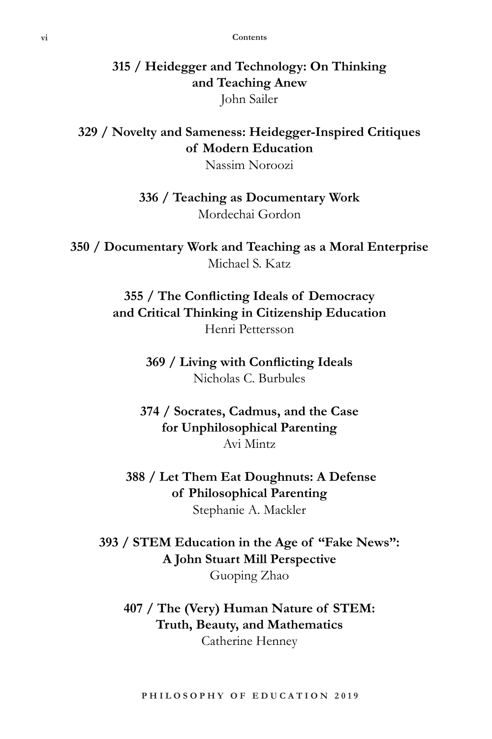**315 / Heidegger and Technology: On Thinking and Teaching Anew**
John Sailer

**329 / Novelty and Sameness: Heidegger-Inspired Critiques of Modern Education**
Nassim Noroozi

**336 / Teaching as Documentary Work**
Mordechai Gordon

**350 / Documentary Work and Teaching as a Moral Enterprise**
Michael S. Katz

**355 / The Conflicting Ideals of Democracy and Critical Thinking in Citizenship Education**
Henri Pettersson

**369 / Living with Conflicting Ideals**
Nicholas C. Burbules

**374 / Socrates, Cadmus, and the Case for Unphilosophical Parenting**
Avi Mintz

**388 / Let Them Eat Doughnuts: A Defense of Philosophical Parenting**
Stephanie A. Mackler

**393 / STEM Education in the Age of "Fake News": A John Stuart Mill Perspective**
Guoping Zhao

**407 / The (Very) Human Nature of STEM: Truth, Beauty, and Mathematics**
Catherine Henney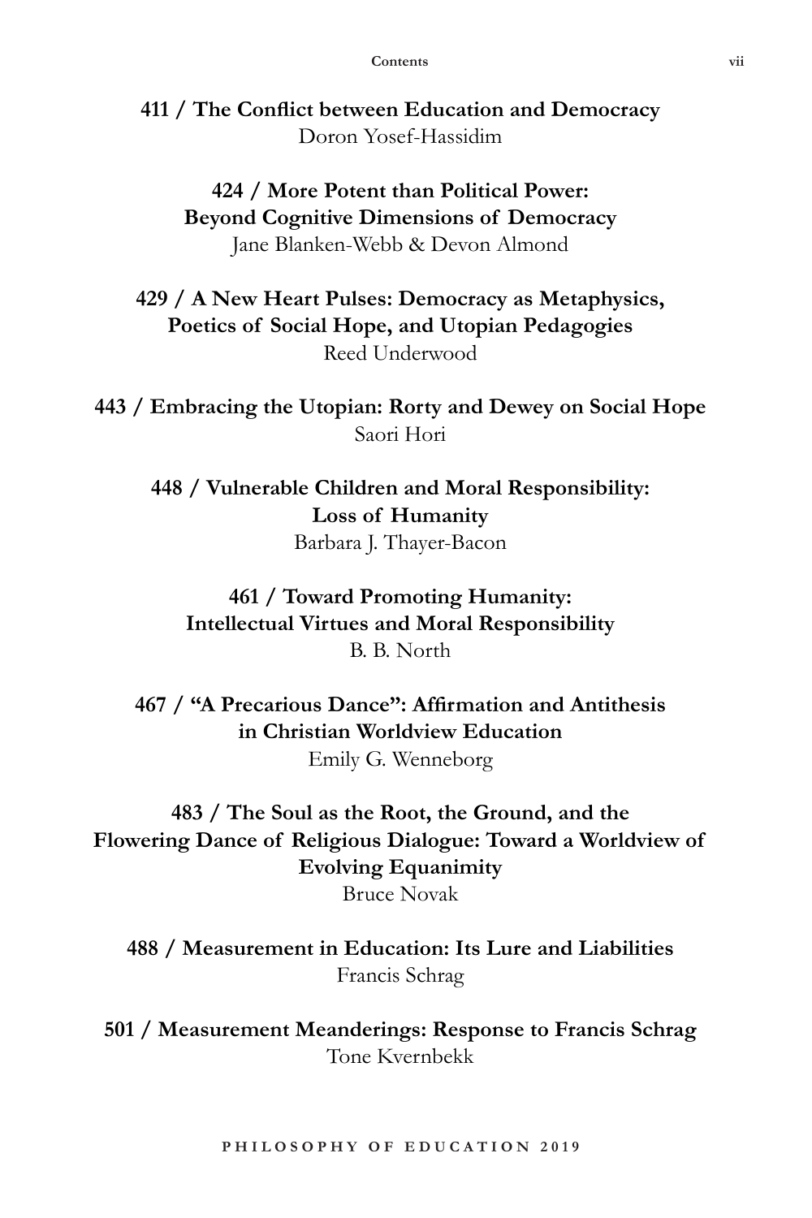**411 / The Conflict between Education and Democracy**
Doron Yosef-Hassidim

**424 / More Potent than Political Power: Beyond Cognitive Dimensions of Democracy**
Jane Blanken-Webb & Devon Almond

**429 / A New Heart Pulses: Democracy as Metaphysics, Poetics of Social Hope, and Utopian Pedagogies**
Reed Underwood

**443 / Embracing the Utopian: Rorty and Dewey on Social Hope**
Saori Hori

**448 / Vulnerable Children and Moral Responsibility: Loss of Humanity**
Barbara J. Thayer-Bacon

**461 / Toward Promoting Humanity: Intellectual Virtues and Moral Responsibility**
B. B. North

**467 / "A Precarious Dance": Affirmation and Antithesis in Christian Worldview Education**
Emily G. Wenneborg

**483 / The Soul as the Root, the Ground, and the Flowering Dance of Religious Dialogue: Toward a Worldview of Evolving Equanimity**
Bruce Novak

**488 / Measurement in Education: Its Lure and Liabilities**
Francis Schrag

**501 / Measurement Meanderings: Response to Francis Schrag**
Tone Kvernbekk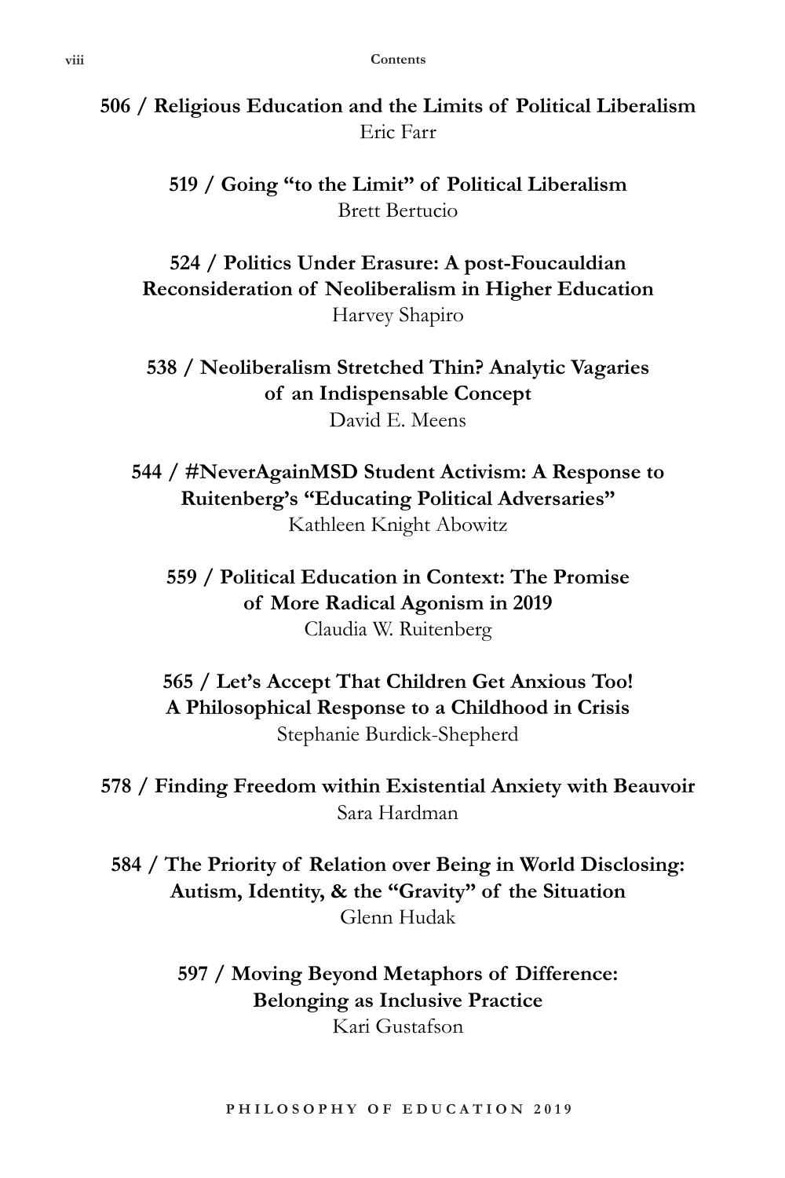**506 / Religious Education and the Limits of Political Liberalism**
Eric Farr

**519 / Going "to the Limit" of Political Liberalism**
Brett Bertucio

**524 / Politics Under Erasure: A post-Foucauldian Reconsideration of Neoliberalism in Higher Education**
Harvey Shapiro

**538 / Neoliberalism Stretched Thin? Analytic Vagaries of an Indispensable Concept**
David E. Meens

**544 / #NeverAgainMSD Student Activism: A Response to Ruitenberg's "Educating Political Adversaries"**
Kathleen Knight Abowitz

**559 / Political Education in Context: The Promise of More Radical Agonism in 2019**
Claudia W. Ruitenberg

**565 / Let's Accept That Children Get Anxious Too! A Philosophical Response to a Childhood in Crisis**
Stephanie Burdick-Shepherd

**578 / Finding Freedom within Existential Anxiety with Beauvoir**
Sara Hardman

**584 / The Priority of Relation over Being in World Disclosing: Autism, Identity, & the "Gravity" of the Situation**
Glenn Hudak

**597 / Moving Beyond Metaphors of Difference: Belonging as Inclusive Practice**
Kari Gustafson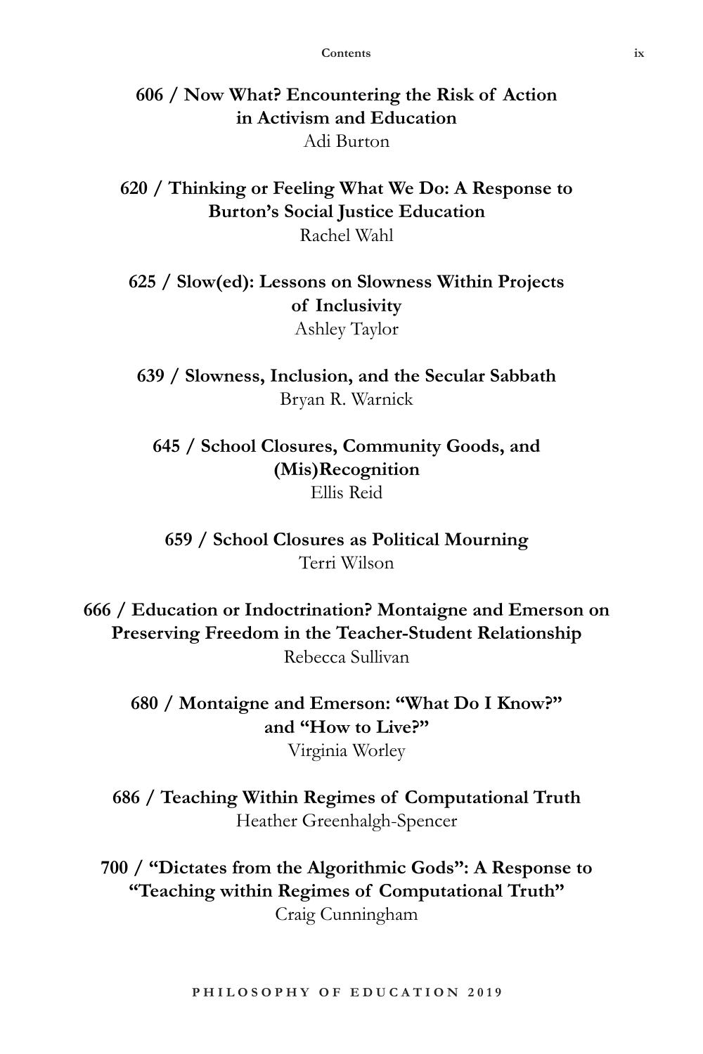**606 / Now What? Encountering the Risk of Action in Activism and Education**
Adi Burton

**620 / Thinking or Feeling What We Do: A Response to Burton's Social Justice Education**
Rachel Wahl

**625 / Slow(ed): Lessons on Slowness Within Projects of Inclusivity**
Ashley Taylor

**639 / Slowness, Inclusion, and the Secular Sabbath**
Bryan R. Warnick

**645 / School Closures, Community Goods, and (Mis)Recognition**
Ellis Reid

**659 / School Closures as Political Mourning**
Terri Wilson

**666 / Education or Indoctrination? Montaigne and Emerson on Preserving Freedom in the Teacher-Student Relationship**
Rebecca Sullivan

**680 / Montaigne and Emerson: "What Do I Know?" and "How to Live?"**
Virginia Worley

**686 / Teaching Within Regimes of Computational Truth**
Heather Greenhalgh-Spencer

**700 / "Dictates from the Algorithmic Gods": A Response to "Teaching within Regimes of Computational Truth"**
Craig Cunningham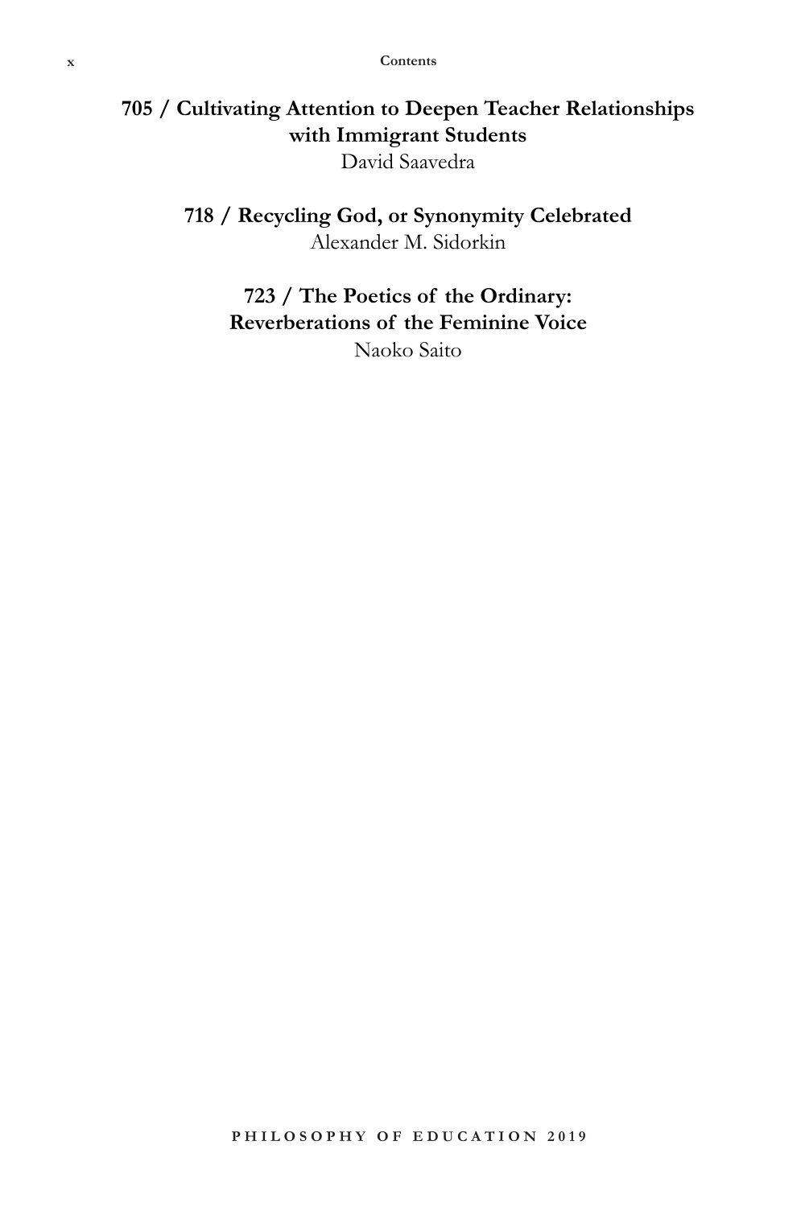**705 / Cultivating Attention to Deepen Teacher Relationships with Immigrant Students**
David Saavedra

**718 / Recycling God, or Synonymity Celebrated**
Alexander M. Sidorkin

**723 / The Poetics of the Ordinary: Reverberations of the Feminine Voice**
Naoko Saito